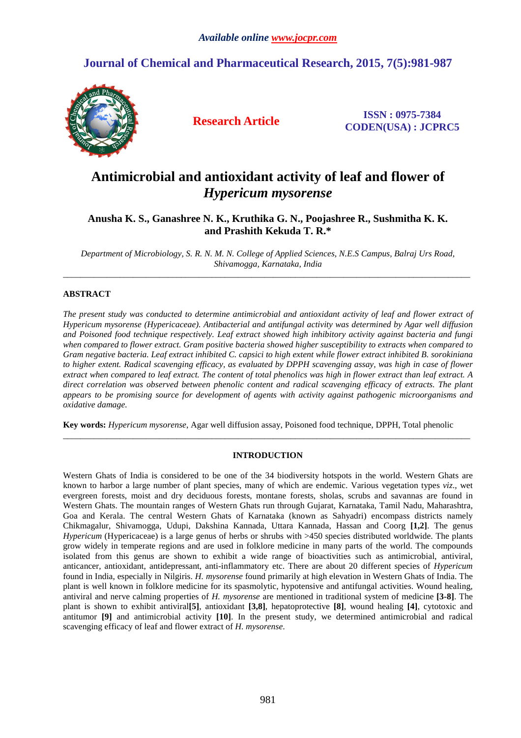# Antimicrobial and antioxidant activity of leaf and flower of *Hypericum mysorense*

**Anusha K. S., Ganashree N. K., Kruthika G. N., Poojashree R., Sushmitha K. K. and Prashith Kekuda T. R.***

*Department of Microbiology, S. R. N. M. N. College of Applied Sciences, N.E.S Campus, Balraj Urs Road, Shivamogga, Karnataka, India*

---

## ABSTRACT

*The present study was conducted to determine antimicrobial and antioxidant activity of leaf and flower extract of Hypericum mysorense (Hypericaceae). Antibacterial and antifungal activity was determined by Agar well diffusion and Poisoned food technique respectively. Leaf extract showed high inhibitory activity against bacteria and fungi when compared to flower extract. Gram positive bacteria showed higher susceptibility to extracts when compared to Gram negative bacteria. Leaf extract inhibited C. capsici to high extent while flower extract inhibited B. sorokiniana to higher extent. Radical scavenging efficacy, as evaluated by DPPH scavenging assay, was high in case of flower extract when compared to leaf extract. The content of total phenolics was high in flower extract than leaf extract. A direct correlation was observed between phenolic content and radical scavenging efficacy of extracts. The plant appears to be promising source for development of agents with activity against pathogenic microorganisms and oxidative damage.*

**Key words:** *Hypericum mysorense*, Agar well diffusion assay, Poisoned food technique, DPPH, Total phenolic

---

## INTRODUCTION

Western Ghats of India is considered to be one of the 34 biodiversity hotspots in the world. Western Ghats are known to harbor a large number of plant species, many of which are endemic. Various vegetation types *viz.*, wet evergreen forests, moist and dry deciduous forests, montane forests, sholas, scrubs and savannas are found in Western Ghats. The mountain ranges of Western Ghats run through Gujarat, Karnataka, Tamil Nadu, Maharashtra, Goa and Kerala. The central Western Ghats of Karnataka (known as Sahyadri) encompass districts namely Chikmagalur, Shivamogga, Udupi, Dakshina Kannada, Uttara Kannada, Hassan and Coorg **[1,2]**. The genus *Hypericum* (Hypericaceae) is a large genus of herbs or shrubs with >450 species distributed worldwide. The plants grow widely in temperate regions and are used in folklore medicine in many parts of the world. The compounds isolated from this genus are shown to exhibit a wide range of bioactivities such as antimicrobial, antiviral, anticancer, antioxidant, antidepressant, anti-inflammatory etc. There are about 20 different species of *Hypericum* found in India, especially in Nilgiris. *H. mysorense* found primarily at high elevation in Western Ghats of India. The plant is well known in folklore medicine for its spasmolytic, hypotensive and antifungal activities. Wound healing, antiviral and nerve calming properties of *H. mysorense* are mentioned in traditional system of medicine **[3-8]**. The plant is shown to exhibit antiviral**[5]**, antioxidant **[3,8]**, hepatoprotective **[8]**, wound healing **[4]**, cytotoxic and antitumor **[9]** and antimicrobial activity **[10]**. In the present study, we determined antimicrobial and radical scavenging efficacy of leaf and flower extract of *H. mysorense*.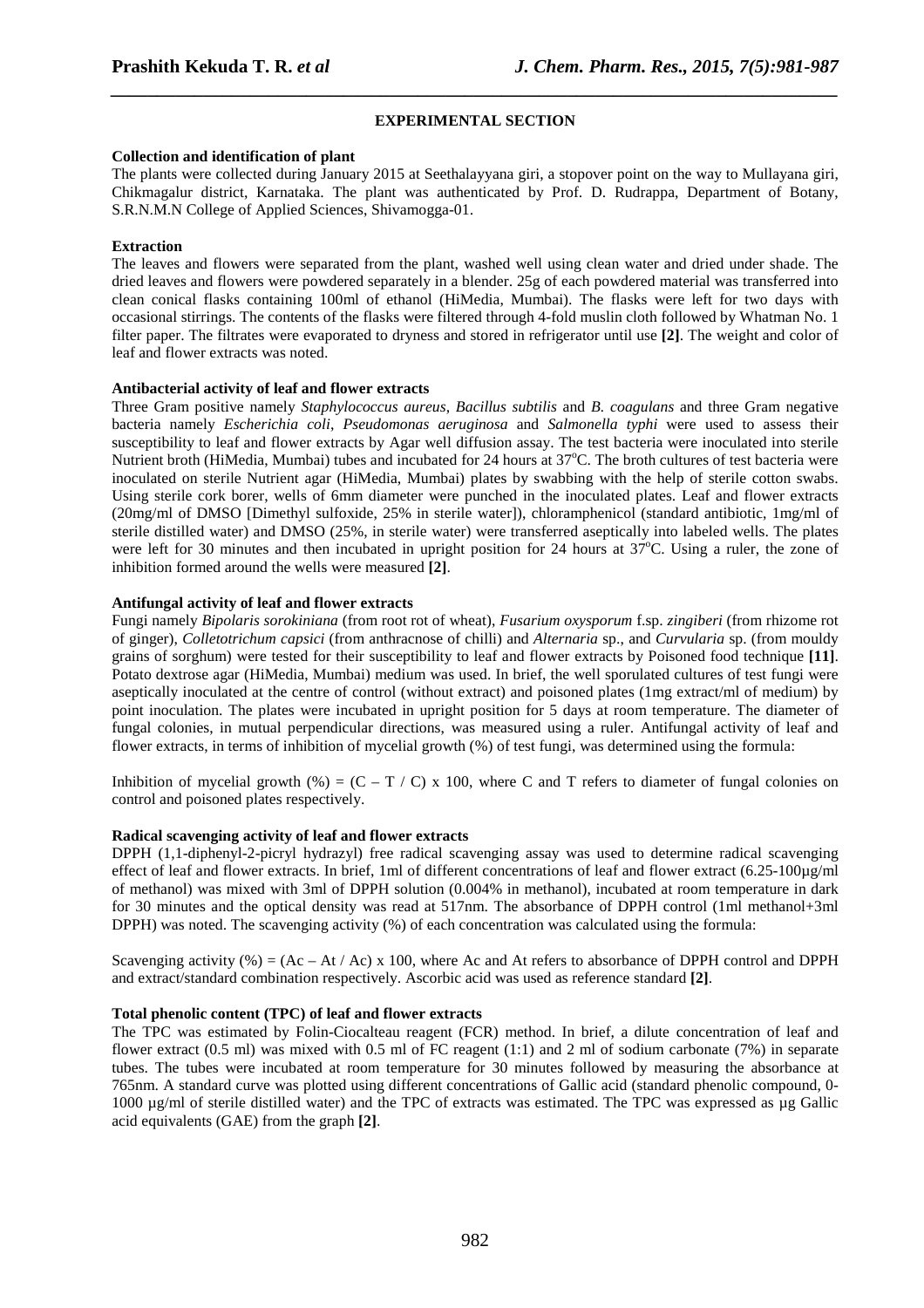## EXPERIMENTAL SECTION

### Collection and identification of plant

The plants were collected during January 2015 at Seethalayyana giri, a stopover point on the way to Mullayana giri, Chikmagalur district, Karnataka. The plant was authenticated by Prof. D. Rudrappa, Department of Botany, S.R.N.M.N College of Applied Sciences, Shivamogga-01.

### Extraction

The leaves and flowers were separated from the plant, washed well using clean water and dried under shade. The dried leaves and flowers were powdered separately in a blender. 25g of each powdered material was transferred into clean conical flasks containing 100ml of ethanol (HiMedia, Mumbai). The flasks were left for two days with occasional stirrings. The contents of the flasks were filtered through 4-fold muslin cloth followed by Whatman No. 1 filter paper. The filtrates were evaporated to dryness and stored in refrigerator until use **[2]**. The weight and color of leaf and flower extracts was noted.

### Antibacterial activity of leaf and flower extracts

Three Gram positive namely *Staphylococcus aureus*, *Bacillus subtilis* and *B. coagulans* and three Gram negative bacteria namely *Escherichia coli*, *Pseudomonas aeruginosa* and *Salmonella typhi* were used to assess their susceptibility to leaf and flower extracts by Agar well diffusion assay. The test bacteria were inoculated into sterile Nutrient broth (HiMedia, Mumbai) tubes and incubated for 24 hours at 37$^o$C. The broth cultures of test bacteria were inoculated on sterile Nutrient agar (HiMedia, Mumbai) plates by swabbing with the help of sterile cotton swabs. Using sterile cork borer, wells of 6mm diameter were punched in the inoculated plates. Leaf and flower extracts (20mg/ml of DMSO [Dimethyl sulfoxide, 25% in sterile water]), chloramphenicol (standard antibiotic, 1mg/ml of sterile distilled water) and DMSO (25%, in sterile water) were transferred aseptically into labeled wells. The plates were left for 30 minutes and then incubated in upright position for 24 hours at 37$^o$C. Using a ruler, the zone of inhibition formed around the wells were measured **[2]**.

### Antifungal activity of leaf and flower extracts

Fungi namely *Bipolaris sorokiniana* (from root rot of wheat), *Fusarium oxysporum* f.sp. *zingiberi* (from rhizome rot of ginger), *Colletotrichum capsici* (from anthracnose of chilli) and *Alternaria* sp., and *Curvularia* sp. (from mouldy grains of sorghum) were tested for their susceptibility to leaf and flower extracts by Poisoned food technique **[11]**. Potato dextrose agar (HiMedia, Mumbai) medium was used. In brief, the well sporulated cultures of test fungi were aseptically inoculated at the centre of control (without extract) and poisoned plates (1mg extract/ml of medium) by point inoculation. The plates were incubated in upright position for 5 days at room temperature. The diameter of fungal colonies, in mutual perpendicular directions, was measured using a ruler. Antifungal activity of leaf and flower extracts, in terms of inhibition of mycelial growth (%) of test fungi, was determined using the formula:

Inhibition of mycelial growth (%) = (C – T / C) x 100, where C and T refers to diameter of fungal colonies on control and poisoned plates respectively.

### Radical scavenging activity of leaf and flower extracts

DPPH (1,1-diphenyl-2-picryl hydrazyl) free radical scavenging assay was used to determine radical scavenging effect of leaf and flower extracts. In brief, 1ml of different concentrations of leaf and flower extract (6.25-100µg/ml of methanol) was mixed with 3ml of DPPH solution (0.004% in methanol), incubated at room temperature in dark for 30 minutes and the optical density was read at 517nm. The absorbance of DPPH control (1ml methanol+3ml DPPH) was noted. The scavenging activity (%) of each concentration was calculated using the formula:

Scavenging activity (%) = (Ac – At / Ac) x 100, where Ac and At refers to absorbance of DPPH control and DPPH and extract/standard combination respectively. Ascorbic acid was used as reference standard **[2]**.

### Total phenolic content (TPC) of leaf and flower extracts

The TPC was estimated by Folin-Ciocalteau reagent (FCR) method. In brief, a dilute concentration of leaf and flower extract (0.5 ml) was mixed with 0.5 ml of FC reagent (1:1) and 2 ml of sodium carbonate (7%) in separate tubes. The tubes were incubated at room temperature for 30 minutes followed by measuring the absorbance at 765nm. A standard curve was plotted using different concentrations of Gallic acid (standard phenolic compound, 0-1000 µg/ml of sterile distilled water) and the TPC of extracts was estimated. The TPC was expressed as µg Gallic acid equivalents (GAE) from the graph **[2]**.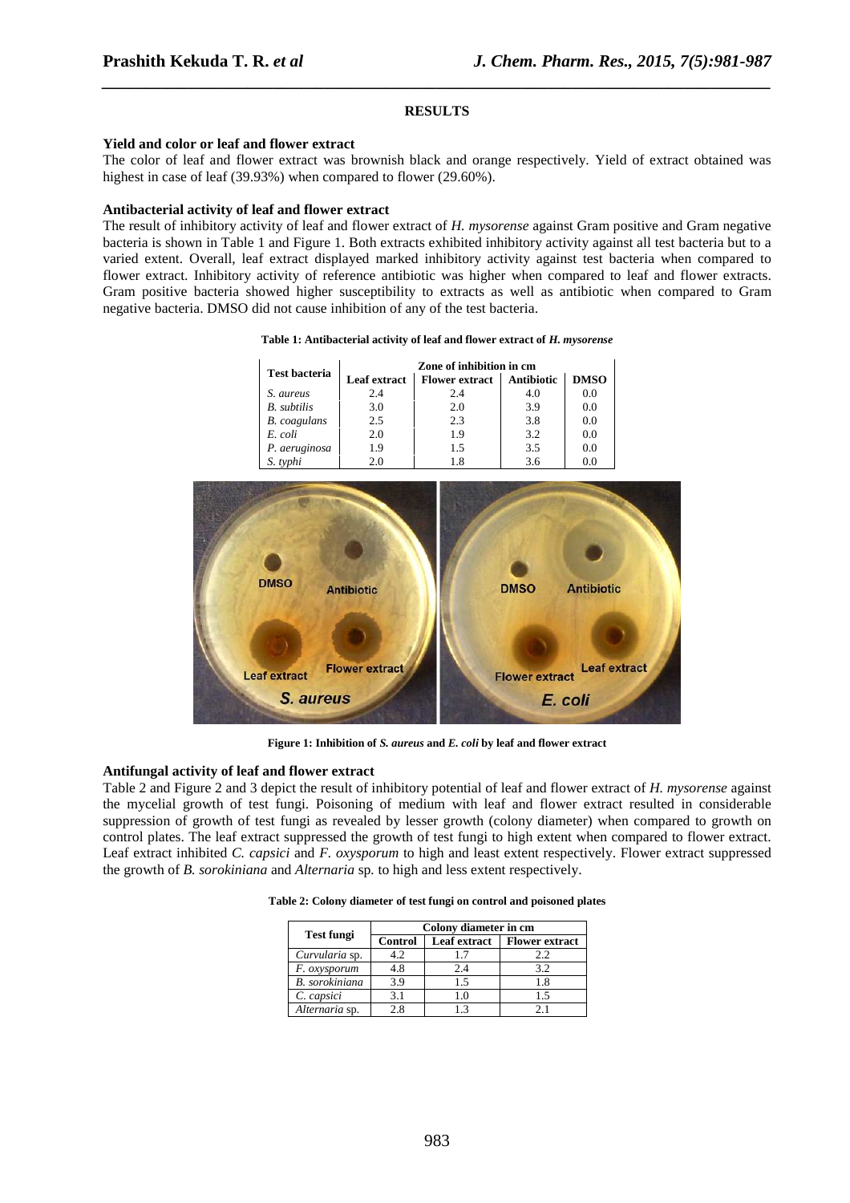## RESULTS

### Yield and color or leaf and flower extract

The color of leaf and flower extract was brownish black and orange respectively. Yield of extract obtained was highest in case of leaf (39.93%) when compared to flower (29.60%).

### Antibacterial activity of leaf and flower extract

The result of inhibitory activity of leaf and flower extract of *H. mysorense* against Gram positive and Gram negative bacteria is shown in Table 1 and Figure 1. Both extracts exhibited inhibitory activity against all test bacteria but to a varied extent. Overall, leaf extract displayed marked inhibitory activity against test bacteria when compared to flower extract. Inhibitory activity of reference antibiotic was higher when compared to leaf and flower extracts. Gram positive bacteria showed higher susceptibility to extracts as well as antibiotic when compared to Gram negative bacteria. DMSO did not cause inhibition of any of the test bacteria.

**Table 1: Antibacterial activity of leaf and flower extract of *H. mysorense***

| Test bacteria | Zone of inhibition in cm | | | |
|---|---|---|---|---|
| | Leaf extract | Flower extract | Antibiotic | DMSO |
| *S. aureus* | 2.4 | 2.4 | 4.0 | 0.0 |
| *B. subtilis* | 3.0 | 2.0 | 3.9 | 0.0 |
| *B. coagulans* | 2.5 | 2.3 | 3.8 | 0.0 |
| *E. coli* | 2.0 | 1.9 | 3.2 | 0.0 |
| *P. aeruginosa* | 1.9 | 1.5 | 3.5 | 0.0 |
| *S. typhi* | 2.0 | 1.8 | 3.6 | 0.0 |

**Figure 1: Inhibition of *S. aureus* and *E. coli* by leaf and flower extract**

### Antifungal activity of leaf and flower extract

Table 2 and Figure 2 and 3 depict the result of inhibitory potential of leaf and flower extract of *H. mysorense* against the mycelial growth of test fungi. Poisoning of medium with leaf and flower extract resulted in considerable suppression of growth of test fungi as revealed by lesser growth (colony diameter) when compared to growth on control plates. The leaf extract suppressed the growth of test fungi to high extent when compared to flower extract. Leaf extract inhibited *C. capsici* and *F. oxysporum* to high and least extent respectively. Flower extract suppressed the growth of *B. sorokiniana* and *Alternaria* sp. to high and less extent respectively.

**Table 2: Colony diameter of test fungi on control and poisoned plates**

| Test fungi | Colony diameter in cm | | |
|---|---|---|---|
| | Control | Leaf extract | Flower extract |
| *Curvularia* sp. | 4.2 | 1.7 | 2.2 |
| *F. oxysporum* | 4.8 | 2.4 | 3.2 |
| *B. sorokiniana* | 3.9 | 1.5 | 1.8 |
| *C. capsici* | 3.1 | 1.0 | 1.5 |
| *Alternaria* sp. | 2.8 | 1.3 | 2.1 |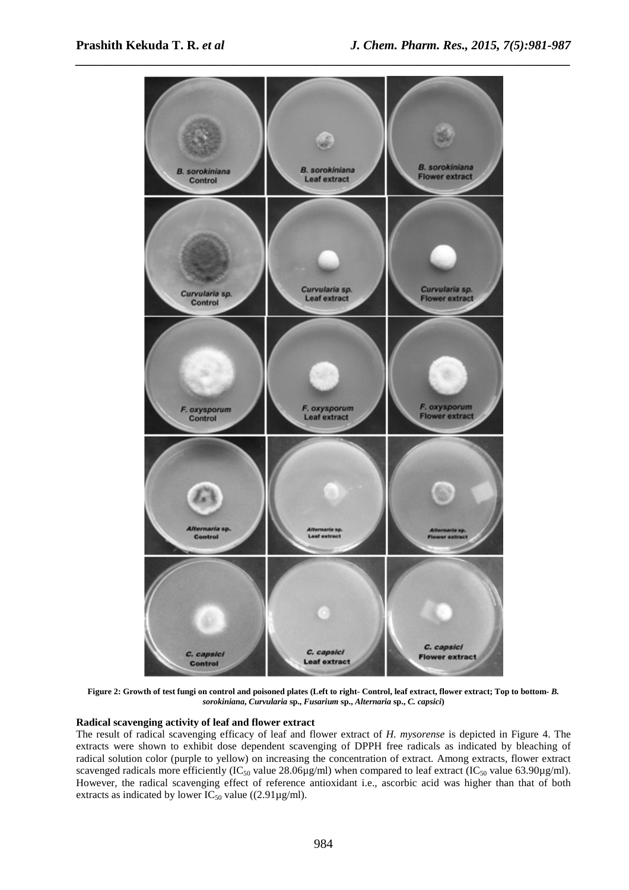**Figure 2: Growth of test fungi on control and poisoned plates (Left to right- Control, leaf extract, flower extract; Top to bottom- *B. sorokiniana*, *Curvularia* sp., *Fusarium* sp., *Alternaria* sp., *C. capsici*)**

### Radical scavenging activity of leaf and flower extract

The result of radical scavenging efficacy of leaf and flower extract of *H. mysorense* is depicted in Figure 4. The extracts were shown to exhibit dose dependent scavenging of DPPH free radicals as indicated by bleaching of radical solution color (purple to yellow) on increasing the concentration of extract. Among extracts, flower extract scavenged radicals more efficiently ($IC_{50}$ value 28.06µg/ml) when compared to leaf extract ($IC_{50}$ value 63.90µg/ml). However, the radical scavenging effect of reference antioxidant i.e., ascorbic acid was higher than that of both extracts as indicated by lower $IC_{50}$ value ((2.91µg/ml).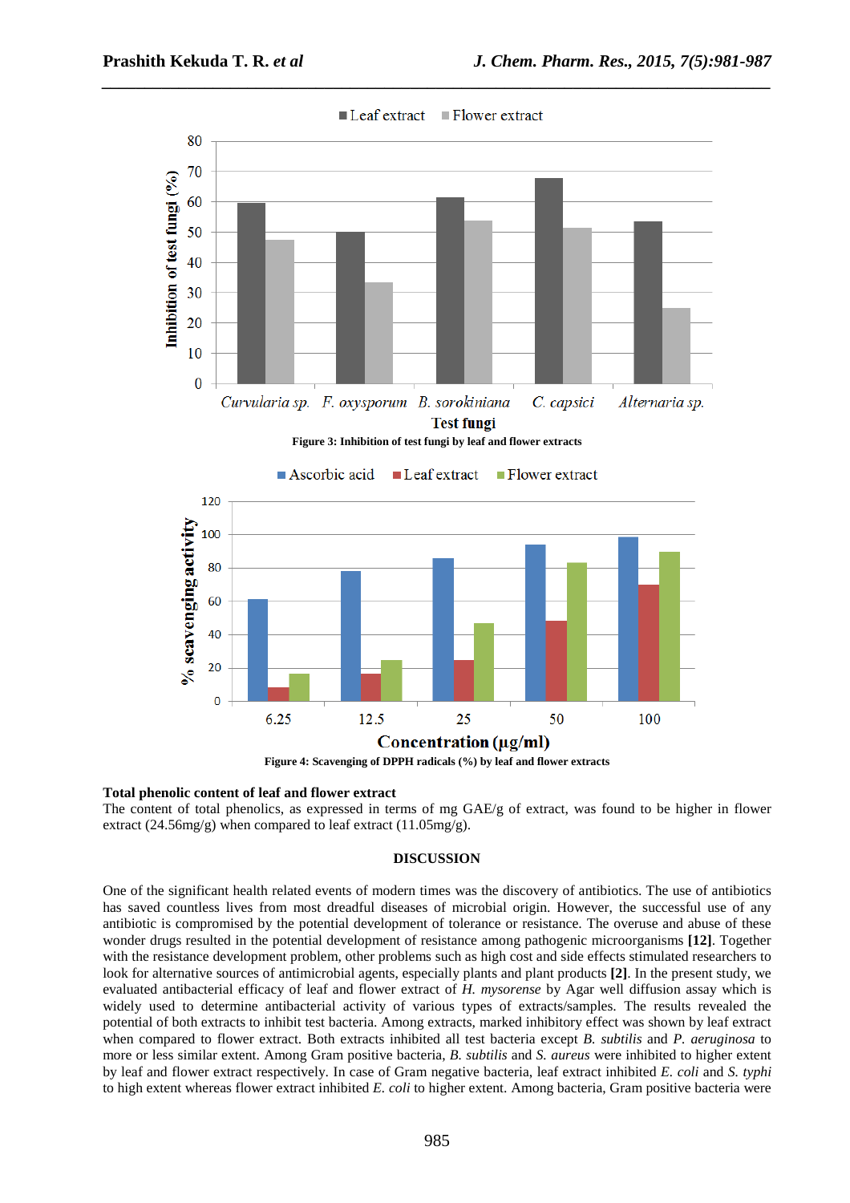Figure 3: Inhibition of test fungi by leaf and flower extracts

Figure 4: Scavenging of DPPH radicals (%) by leaf and flower extracts

**Total phenolic content of leaf and flower extract**

The content of total phenolics, as expressed in terms of mg GAE/g of extract, was found to be higher in flower extract (24.56mg/g) when compared to leaf extract (11.05mg/g).

## DISCUSSION

One of the significant health related events of modern times was the discovery of antibiotics. The use of antibiotics has saved countless lives from most dreadful diseases of microbial origin. However, the successful use of any antibiotic is compromised by the potential development of tolerance or resistance. The overuse and abuse of these wonder drugs resulted in the potential development of resistance among pathogenic microorganisms **[12]**. Together with the resistance development problem, other problems such as high cost and side effects stimulated researchers to look for alternative sources of antimicrobial agents, especially plants and plant products **[2]**. In the present study, we evaluated antibacterial efficacy of leaf and flower extract of *H. mysorense* by Agar well diffusion assay which is widely used to determine antibacterial activity of various types of extracts/samples. The results revealed the potential of both extracts to inhibit test bacteria. Among extracts, marked inhibitory effect was shown by leaf extract when compared to flower extract. Both extracts inhibited all test bacteria except *B. subtilis* and *P. aeruginosa* to more or less similar extent. Among Gram positive bacteria, *B. subtilis* and *S. aureus* were inhibited to higher extent by leaf and flower extract respectively. In case of Gram negative bacteria, leaf extract inhibited *E. coli* and *S. typhi* to high extent whereas flower extract inhibited *E. coli* to higher extent. Among bacteria, Gram positive bacteria were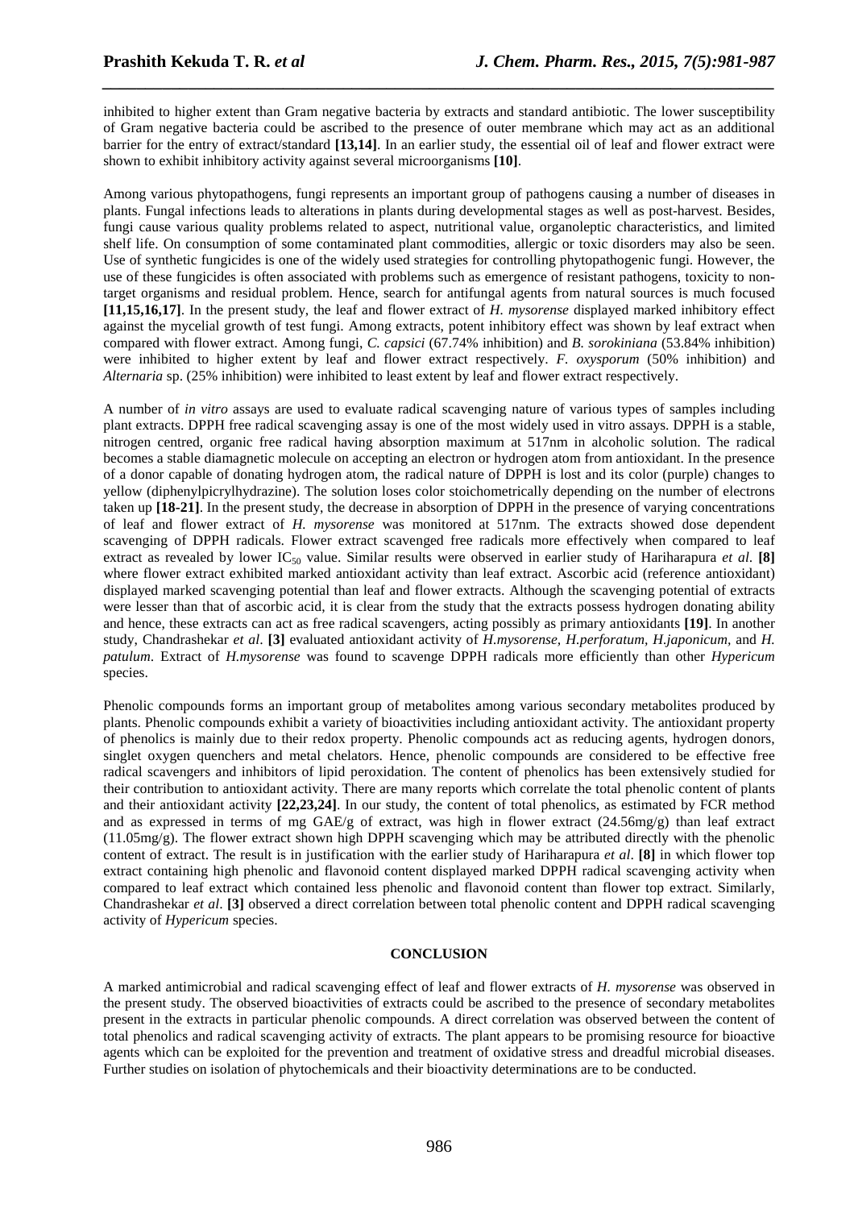inhibited to higher extent than Gram negative bacteria by extracts and standard antibiotic. The lower susceptibility of Gram negative bacteria could be ascribed to the presence of outer membrane which may act as an additional barrier for the entry of extract/standard **[13,14]**. In an earlier study, the essential oil of leaf and flower extract were shown to exhibit inhibitory activity against several microorganisms **[10]**.

Among various phytopathogens, fungi represents an important group of pathogens causing a number of diseases in plants. Fungal infections leads to alterations in plants during developmental stages as well as post-harvest. Besides, fungi cause various quality problems related to aspect, nutritional value, organoleptic characteristics, and limited shelf life. On consumption of some contaminated plant commodities, allergic or toxic disorders may also be seen. Use of synthetic fungicides is one of the widely used strategies for controlling phytopathogenic fungi. However, the use of these fungicides is often associated with problems such as emergence of resistant pathogens, toxicity to non-target organisms and residual problem. Hence, search for antifungal agents from natural sources is much focused **[11,15,16,17]**. In the present study, the leaf and flower extract of *H. mysorense* displayed marked inhibitory effect against the mycelial growth of test fungi. Among extracts, potent inhibitory effect was shown by leaf extract when compared with flower extract. Among fungi, *C. capsici* (67.74% inhibition) and *B. sorokiniana* (53.84% inhibition) were inhibited to higher extent by leaf and flower extract respectively. *F. oxysporum* (50% inhibition) and *Alternaria* sp. (25% inhibition) were inhibited to least extent by leaf and flower extract respectively.

A number of *in vitro* assays are used to evaluate radical scavenging nature of various types of samples including plant extracts. DPPH free radical scavenging assay is one of the most widely used in vitro assays. DPPH is a stable, nitrogen centred, organic free radical having absorption maximum at 517nm in alcoholic solution. The radical becomes a stable diamagnetic molecule on accepting an electron or hydrogen atom from antioxidant. In the presence of a donor capable of donating hydrogen atom, the radical nature of DPPH is lost and its color (purple) changes to yellow (diphenylpicrylhydrazine). The solution loses color stoichometrically depending on the number of electrons taken up **[18-21]**. In the present study, the decrease in absorption of DPPH in the presence of varying concentrations of leaf and flower extract of *H. mysorense* was monitored at 517nm. The extracts showed dose dependent scavenging of DPPH radicals. Flower extract scavenged free radicals more effectively when compared to leaf extract as revealed by lower $IC_{50}$ value. Similar results were observed in earlier study of Hariharapura *et al*. **[8]** where flower extract exhibited marked antioxidant activity than leaf extract. Ascorbic acid (reference antioxidant) displayed marked scavenging potential than leaf and flower extracts. Although the scavenging potential of extracts were lesser than that of ascorbic acid, it is clear from the study that the extracts possess hydrogen donating ability and hence, these extracts can act as free radical scavengers, acting possibly as primary antioxidants **[19]**. In another study, Chandrashekar *et al*. **[3]** evaluated antioxidant activity of *H.mysorense, H.perforatum, H.japonicum,* and *H. patulum*. Extract of *H.mysorense* was found to scavenge DPPH radicals more efficiently than other *Hypericum* species.

Phenolic compounds forms an important group of metabolites among various secondary metabolites produced by plants. Phenolic compounds exhibit a variety of bioactivities including antioxidant activity. The antioxidant property of phenolics is mainly due to their redox property. Phenolic compounds act as reducing agents, hydrogen donors, singlet oxygen quenchers and metal chelators. Hence, phenolic compounds are considered to be effective free radical scavengers and inhibitors of lipid peroxidation. The content of phenolics has been extensively studied for their contribution to antioxidant activity. There are many reports which correlate the total phenolic content of plants and their antioxidant activity **[22,23,24]**. In our study, the content of total phenolics, as estimated by FCR method and as expressed in terms of mg GAE/g of extract, was high in flower extract (24.56mg/g) than leaf extract (11.05mg/g). The flower extract shown high DPPH scavenging which may be attributed directly with the phenolic content of extract. The result is in justification with the earlier study of Hariharapura *et al*. **[8]** in which flower top extract containing high phenolic and flavonoid content displayed marked DPPH radical scavenging activity when compared to leaf extract which contained less phenolic and flavonoid content than flower top extract. Similarly, Chandrashekar *et al*. **[3]** observed a direct correlation between total phenolic content and DPPH radical scavenging activity of *Hypericum* species.

## CONCLUSION

A marked antimicrobial and radical scavenging effect of leaf and flower extracts of *H. mysorense* was observed in the present study. The observed bioactivities of extracts could be ascribed to the presence of secondary metabolites present in the extracts in particular phenolic compounds. A direct correlation was observed between the content of total phenolics and radical scavenging activity of extracts. The plant appears to be promising resource for bioactive agents which can be exploited for the prevention and treatment of oxidative stress and dreadful microbial diseases. Further studies on isolation of phytochemicals and their bioactivity determinations are to be conducted.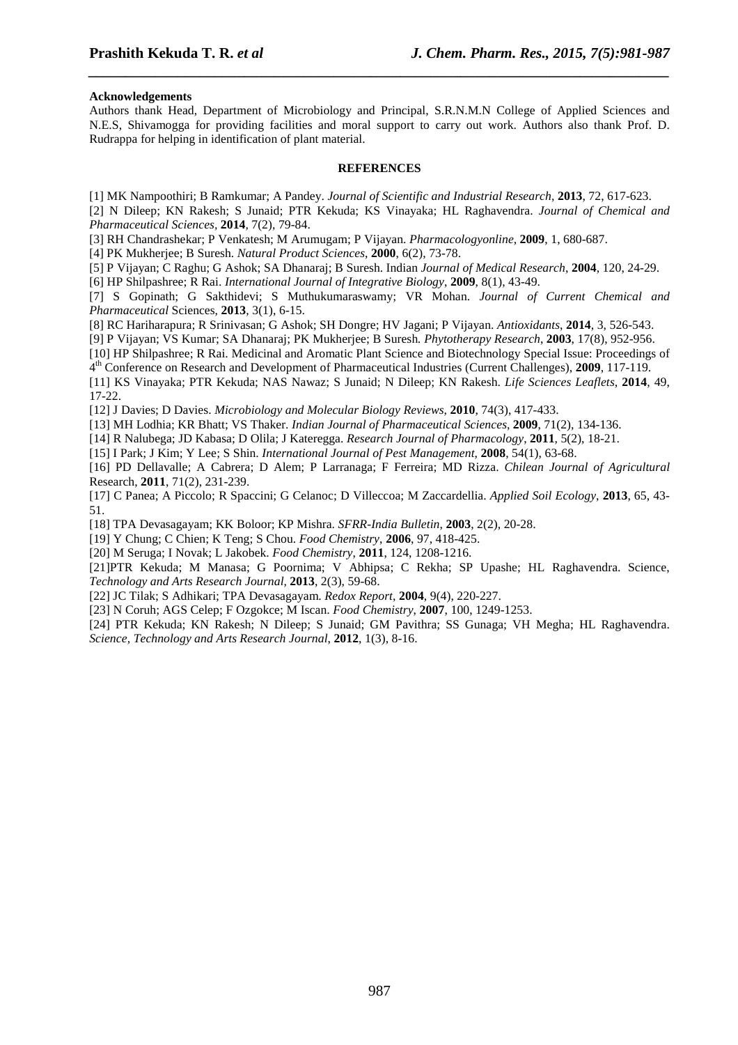**Acknowledgements**

Authors thank Head, Department of Microbiology and Principal, S.R.N.M.N College of Applied Sciences and N.E.S, Shivamogga for providing facilities and moral support to carry out work. Authors also thank Prof. D. Rudrappa for helping in identification of plant material.

## REFERENCES

[1] MK Nampoothiri; B Ramkumar; A Pandey. *Journal of Scientific and Industrial Research*, **2013**, 72, 617-623.

[2] N Dileep; KN Rakesh; S Junaid; PTR Kekuda; KS Vinayaka; HL Raghavendra. *Journal of Chemical and Pharmaceutical Sciences*, **2014**, 7(2), 79-84.

[3] RH Chandrashekar; P Venkatesh; M Arumugam; P Vijayan. *Pharmacologyonline*, **2009**, 1, 680-687.

[4] PK Mukherjee; B Suresh. *Natural Product Sciences*, **2000**, 6(2), 73-78.

[5] P Vijayan; C Raghu; G Ashok; SA Dhanaraj; B Suresh. Indian *Journal of Medical Research*, **2004**, 120, 24-29.

[6] HP Shilpashree; R Rai. *International Journal of Integrative Biology*, **2009**, 8(1), 43-49.

[7] S Gopinath; G Sakthidevi; S Muthukumaraswamy; VR Mohan. *Journal of Current Chemical and Pharmaceutical* Sciences, **2013**, 3(1), 6-15.

[8] RC Hariharapura; R Srinivasan; G Ashok; SH Dongre; HV Jagani; P Vijayan. *Antioxidants*, **2014**, 3, 526-543.

[9] P Vijayan; VS Kumar; SA Dhanaraj; PK Mukherjee; B Suresh. *Phytotherapy Research*, **2003**, 17(8), 952-956.

[10] HP Shilpashree; R Rai. Medicinal and Aromatic Plant Science and Biotechnology Special Issue: Proceedings of 4th Conference on Research and Development of Pharmaceutical Industries (Current Challenges), **2009**, 117-119.

[11] KS Vinayaka; PTR Kekuda; NAS Nawaz; S Junaid; N Dileep; KN Rakesh. *Life Sciences Leaflets*, **2014**, 49, 17-22.

[12] J Davies; D Davies. *Microbiology and Molecular Biology Reviews*, **2010**, 74(3), 417-433.

[13] MH Lodhia; KR Bhatt; VS Thaker. *Indian Journal of Pharmaceutical Sciences*, **2009**, 71(2), 134-136.

[14] R Nalubega; JD Kabasa; D Olila; J Kateregga. *Research Journal of Pharmacology*, **2011**, 5(2), 18-21.

[15] I Park; J Kim; Y Lee; S Shin. *International Journal of Pest Management*, **2008**, 54(1), 63-68.

[16] PD Dellavalle; A Cabrera; D Alem; P Larranaga; F Ferreira; MD Rizza. *Chilean Journal of Agricultural* Research, **2011**, 71(2), 231-239.

[17] C Panea; A Piccolo; R Spaccini; G Celanoc; D Villeccoa; M Zaccardellia. *Applied Soil Ecology*, **2013**, 65, 43-51.

[18] TPA Devasagayam; KK Boloor; KP Mishra. *SFRR-India Bulletin*, **2003**, 2(2), 20-28.

[19] Y Chung; C Chien; K Teng; S Chou. *Food Chemistry*, **2006**, 97, 418-425.

[20] M Seruga; I Novak; L Jakobek. *Food Chemistry*, **2011**, 124, 1208-1216.

[21]PTR Kekuda; M Manasa; G Poornima; V Abhipsa; C Rekha; SP Upashe; HL Raghavendra. Science, *Technology and Arts Research Journal*, **2013**, 2(3), 59-68.

[22] JC Tilak; S Adhikari; TPA Devasagayam. *Redox Report*, **2004**, 9(4), 220-227.

[23] N Coruh; AGS Celep; F Ozgokce; M Iscan. *Food Chemistry*, **2007**, 100, 1249-1253.

[24] PTR Kekuda; KN Rakesh; N Dileep; S Junaid; GM Pavithra; SS Gunaga; VH Megha; HL Raghavendra. *Science, Technology and Arts Research Journal*, **2012**, 1(3), 8-16.